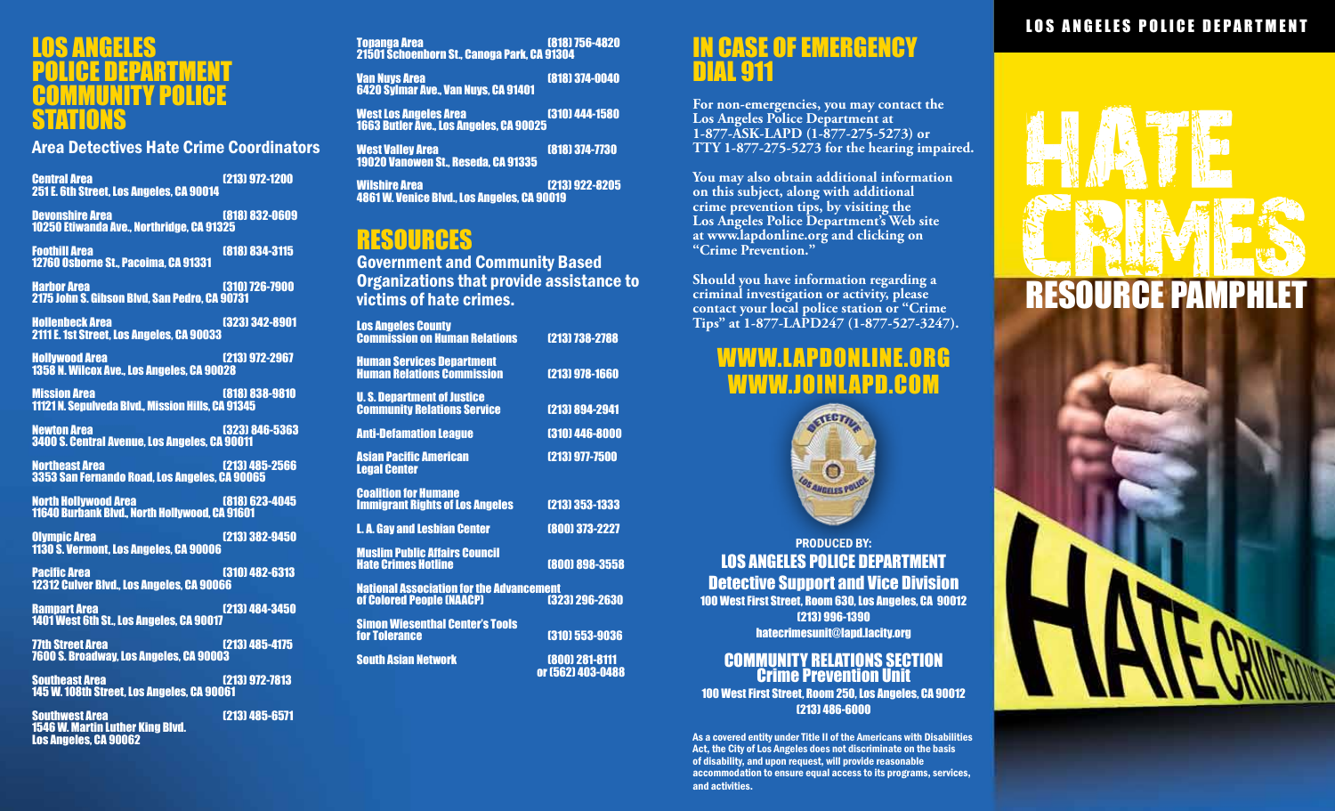# LOS ANGELES POLICE DEPARTMENT COMMUNITY POLICE STATIONS

## Area Detectives Hate Crime Coordinators

**Central Area** (213) 972-1200
251 E. 6th Street, Los Angeles, CA 90014

**Devonshire Area** (818) 832-0609
10250 Etiwanda Ave., Northridge, CA 91325

**Foothill Area** (818) 834-3115
12760 Osborne St., Pacoima, CA 91331

**Harbor Area** (310) 726-7900
2175 John S. Gibson Blvd, San Pedro, CA 90731

**Hollenbeck Area** (323) 342-8901
2111 E. 1st Street, Los Angeles, CA 90033

**Hollywood Area** (213) 972-2967
1358 N. Wilcox Ave., Los Angeles, CA 90028

**Mission Area** (818) 838-9810
11121 N. Sepulveda Blvd., Mission Hills, CA 91345

**Newton Area** (323) 846-5363
3400 S. Central Avenue, Los Angeles, CA 90011

**Northeast Area** (213) 485-2566
3353 San Fernando Road, Los Angeles, CA 90065

**North Hollywood Area** (818) 623-4045
11640 Burbank Blvd., North Hollywood, CA 91601

**Olympic Area** (213) 382-9450
1130 S. Vermont, Los Angeles, CA 90006

**Pacific Area** (310) 482-6313
12312 Culver Blvd., Los Angeles, CA 90066

**Rampart Area** (213) 484-3450
1401 West 6th St., Los Angeles, CA 90017

**77th Street Area** (213) 485-4175
7600 S. Broadway, Los Angeles, CA 90003

**Southeast Area** (213) 972-7813
145 W. 108th Street, Los Angeles, CA 90061

**Southwest Area** (213) 485-6571
1546 W. Martin Luther King Blvd.
Los Angeles, CA 90062

**Topanga Area** (818) 756-4820
21501 Schoenborn St., Canoga Park, CA 91304

**Van Nuys Area** (818) 374-0040
6420 Sylmar Ave., Van Nuys, CA 91401

**West Los Angeles Area** (310) 444-1580
1663 Butler Ave., Los Angeles, CA 90025

**West Valley Area** (818) 374-7730
19020 Vanowen St., Reseda, CA 91335

**Wilshire Area** (213) 922-8205
4861 W. Venice Blvd., Los Angeles, CA 90019

# RESOURCES

## Government and Community Based Organizations that provide assistance to victims of hate crimes.

| Organization | Phone |
|---|---|
| Los Angeles County Commission on Human Relations | (213) 738-2788 |
| Human Services Department Human Relations Commission | (213) 978-1660 |
| U. S. Department of Justice Community Relations Service | (213) 894-2941 |
| Anti-Defamation League | (310) 446-8000 |
| Asian Pacific American Legal Center | (213) 977-7500 |
| Coalition for Humane Immigrant Rights of Los Angeles | (213) 353-1333 |
| L. A. Gay and Lesbian Center | (800) 373-2227 |
| Muslim Public Affairs Council Hate Crimes Hotline | (800) 898-3558 |
| National Association for the Advancement of Colored People (NAACP) | (323) 296-2630 |
| Simon Wiesenthal Center's Tools for Tolerance | (310) 553-9036 |
| South Asian Network | (800) 281-8111 or (562) 403-0488 |

# IN CASE OF EMERGENCY DIAL 911

For non-emergencies, you may contact the Los Angeles Police Department at 1-877-ASK-LAPD (1-877-275-5273) or TTY 1-877-275-5273 for the hearing impaired.

You may also obtain additional information on this subject, along with additional crime prevention tips, by visiting the Los Angeles Police Department's Web site at www.lapdonline.org and clicking on "Crime Prevention."

Should you have information regarding a criminal investigation or activity, please contact your local police station or "Crime Tips" at 1-877-LAPD247 (1-877-527-3247).

**WWW.LAPDONLINE.ORG**
**WWW.JOINLAPD.COM**

**PRODUCED BY:**
**LOS ANGELES POLICE DEPARTMENT**
**Detective Support and Vice Division**
100 West First Street, Room 630, Los Angeles, CA 90012
(213) 996-1390
hatecrimesunit@lapd.lacity.org

**COMMUNITY RELATIONS SECTION**
**Crime Prevention Unit**
100 West First Street, Room 250, Los Angeles, CA 90012
(213) 486-6000

As a covered entity under Title II of the Americans with Disabilities Act, the City of Los Angeles does not discriminate on the basis of disability, and upon request, will provide reasonable accommodation to ensure equal access to its programs, services, and activities.

LOS ANGELES POLICE DEPARTMENT

# HATE CRIMES

## RESOURCE PAMPHLET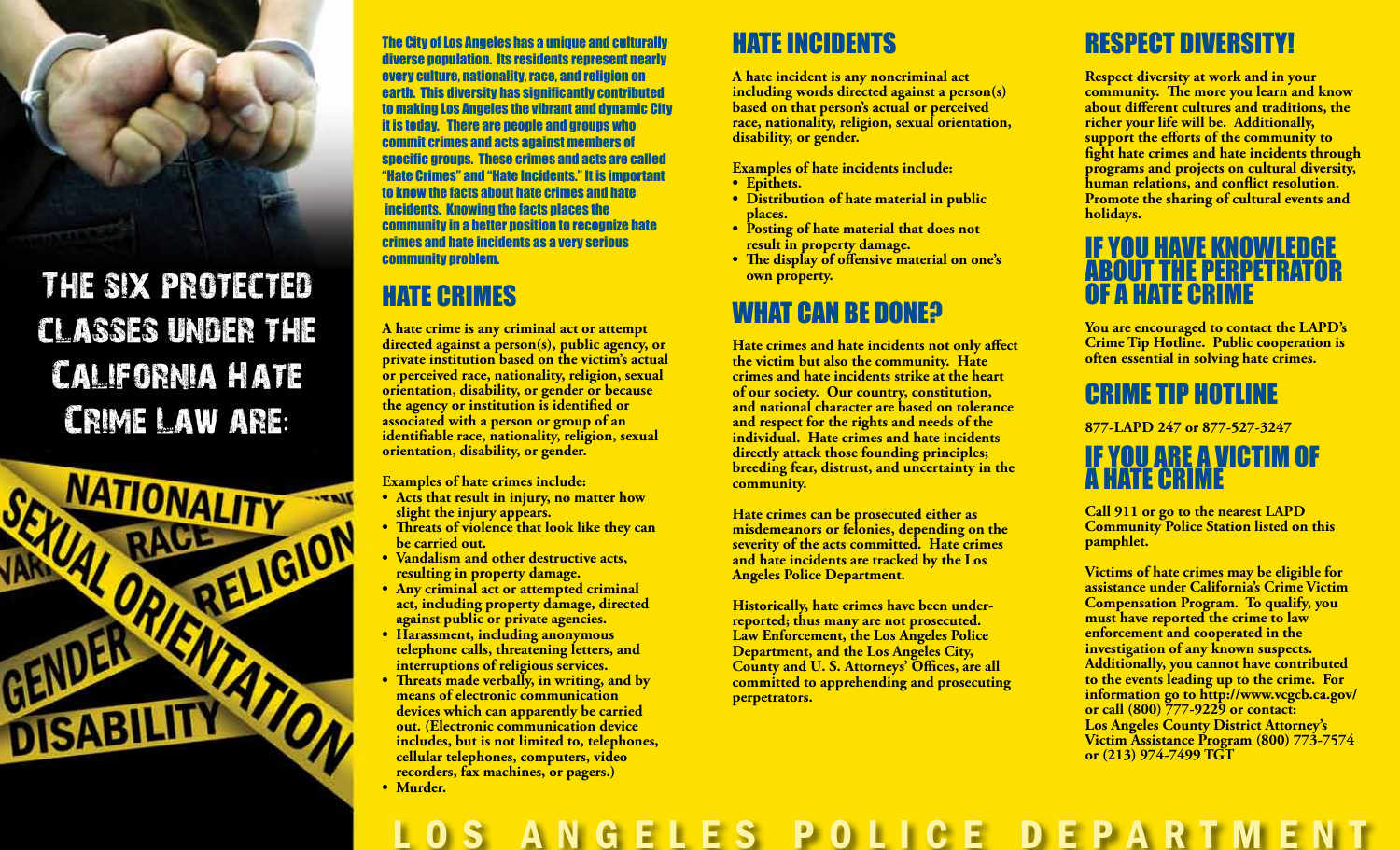# The Six Protected Classes Under the California Hate Crime Law are:

NATIONALITY
RACE
RELIGION
SEXUAL ORIENTATION
GENDER
DISABILITY

The City of Los Angeles has a unique and culturally diverse population. Its residents represent nearly every culture, nationality, race, and religion on earth. This diversity has significantly contributed to making Los Angeles the vibrant and dynamic City it is today. There are people and groups who commit crimes and acts against members of specific groups. These crimes and acts are called "Hate Crimes" and "Hate Incidents." It is important to know the facts about hate crimes and hate incidents. Knowing the facts places the community in a better position to recognize hate crimes and hate incidents as a very serious community problem.

## HATE CRIMES

**A hate crime is any criminal act or attempt directed against a person(s), public agency, or private institution based on the victim's actual or perceived race, nationality, religion, sexual orientation, disability, or gender or because the agency or institution is identified or associated with a person or group of an identifiable race, nationality, religion, sexual orientation, disability, or gender.**

**Examples of hate crimes include:**

- **Acts that result in injury, no matter how slight the injury appears.**
- **Threats of violence that look like they can be carried out.**
- **Vandalism and other destructive acts, resulting in property damage.**
- **Any criminal act or attempted criminal act, including property damage, directed against public or private agencies.**
- **Harassment, including anonymous telephone calls, threatening letters, and interruptions of religious services.**
- **Threats made verbally, in writing, and by means of electronic communication devices which can apparently be carried out. (Electronic communication device includes, but is not limited to, telephones, cellular telephones, computers, video recorders, fax machines, or pagers.)**
- **Murder.**

## HATE INCIDENTS

**A hate incident is any noncriminal act including words directed against a person(s) based on that person's actual or perceived race, nationality, religion, sexual orientation, disability, or gender.**

**Examples of hate incidents include:**

- **Epithets.**
- **Distribution of hate material in public places.**
- **Posting of hate material that does not result in property damage.**
- **The display of offensive material on one's own property.**

## WHAT CAN BE DONE?

**Hate crimes and hate incidents not only affect the victim but also the community. Hate crimes and hate incidents strike at the heart of our society. Our country, constitution, and national character are based on tolerance and respect for the rights and needs of the individual. Hate crimes and hate incidents directly attack those founding principles; breeding fear, distrust, and uncertainty in the community.**

**Hate crimes can be prosecuted either as misdemeanors or felonies, depending on the severity of the acts committed. Hate crimes and hate incidents are tracked by the Los Angeles Police Department.**

**Historically, hate crimes have been under-reported; thus many are not prosecuted. Law Enforcement, the Los Angeles Police Department, and the Los Angeles City, County and U. S. Attorneys' Offices, are all committed to apprehending and prosecuting perpetrators.**

## RESPECT DIVERSITY!

**Respect diversity at work and in your community. The more you learn and know about different cultures and traditions, the richer your life will be. Additionally, support the efforts of the community to fight hate crimes and hate incidents through programs and projects on cultural diversity, human relations, and conflict resolution. Promote the sharing of cultural events and holidays.**

## IF YOU HAVE KNOWLEDGE ABOUT THE PERPETRATOR OF A HATE CRIME

**You are encouraged to contact the LAPD's Crime Tip Hotline. Public cooperation is often essential in solving hate crimes.**

## CRIME TIP HOTLINE

**877-LAPD 247 or 877-527-3247**

## IF YOU ARE A VICTIM OF A HATE CRIME

**Call 911 or go to the nearest LAPD Community Police Station listed on this pamphlet.**

**Victims of hate crimes may be eligible for assistance under California's Crime Victim Compensation Program. To qualify, you must have reported the crime to law enforcement and cooperated in the investigation of any known suspects. Additionally, you cannot have contributed to the events leading up to the crime. For information go to http://www.vcgcb.ca.gov/ or call (800) 777-9229 or contact: Los Angeles County District Attorney's Victim Assistance Program (800) 773-7574 or (213) 974-7499 TGT**

LOS ANGELES POLICE DEPARTMENT